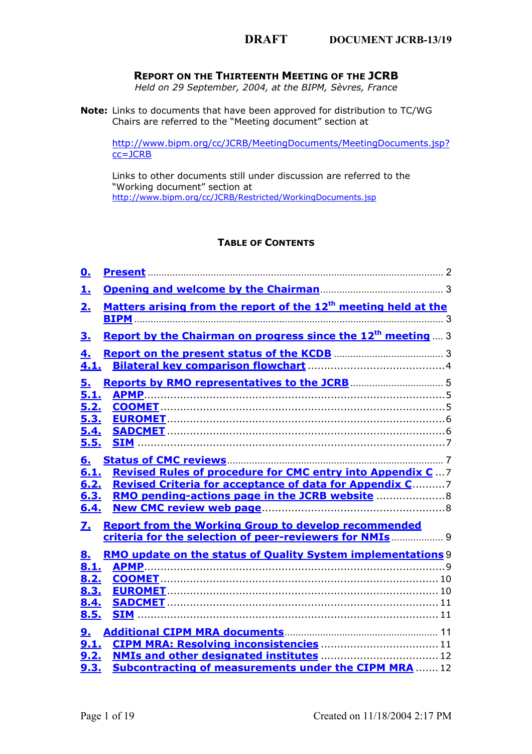**DRAFT** **DOCUMENT JCRB-13/19**

# REPORT ON THE THIRTEENTH MEETING OF THE JCRB

*Held on 29 September, 2004, at the BIPM, Sèvres, France*

**Note:** Links to documents that have been approved for distribution to TC/WG Chairs are referred to the "Meeting document" section at

http://www.bipm.org/cc/JCRB/MeetingDocuments/MeetingDocuments.jsp?cc=JCRB

Links to other documents still under discussion are referred to the "Working document" section at http://www.bipm.org/cc/JCRB/Restricted/WorkingDocuments.jsp

## TABLE OF CONTENTS

- **0. Present** ..... 2
- **1. Opening and welcome by the Chairman** ..... 3
- **2. Matters arising from the report of the 12th meeting held at the BIPM** ..... 3
- **3. Report by the Chairman on progress since the 12th meeting** ..... 3
- **4. Report on the present status of the KCDB** ..... 3
  - **4.1. Bilateral key comparison flowchart** ..... 4
- **5. Reports by RMO representatives to the JCRB** ..... 5
  - **5.1. APMP** ..... 5
  - **5.2. COOMET** ..... 5
  - **5.3. EUROMET** ..... 6
  - **5.4. SADCMET** ..... 6
  - **5.5. SIM** ..... 7
- **6. Status of CMC reviews** ..... 7
  - **6.1. Revised Rules of procedure for CMC entry into Appendix C** ..... 7
  - **6.2. Revised Criteria for acceptance of data for Appendix C** ..... 7
  - **6.3. RMO pending-actions page in the JCRB website** ..... 8
  - **6.4. New CMC review web page** ..... 8
- **7. Report from the Working Group to develop recommended criteria for the selection of peer-reviewers for NMIs** ..... 9
- **8. RMO update on the status of Quality System implementations** ..... 9
  - **8.1. APMP** ..... 9
  - **8.2. COOMET** ..... 10
  - **8.3. EUROMET** ..... 10
  - **8.4. SADCMET** ..... 11
  - **8.5. SIM** ..... 11
- **9. Additional CIPM MRA documents** ..... 11
  - **9.1. CIPM MRA: Resolving inconsistencies** ..... 11
  - **9.2. NMIs and other designated institutes** ..... 12
  - **9.3. Subcontracting of measurements under the CIPM MRA** ..... 12

Created on 11/18/2004 2:17 PM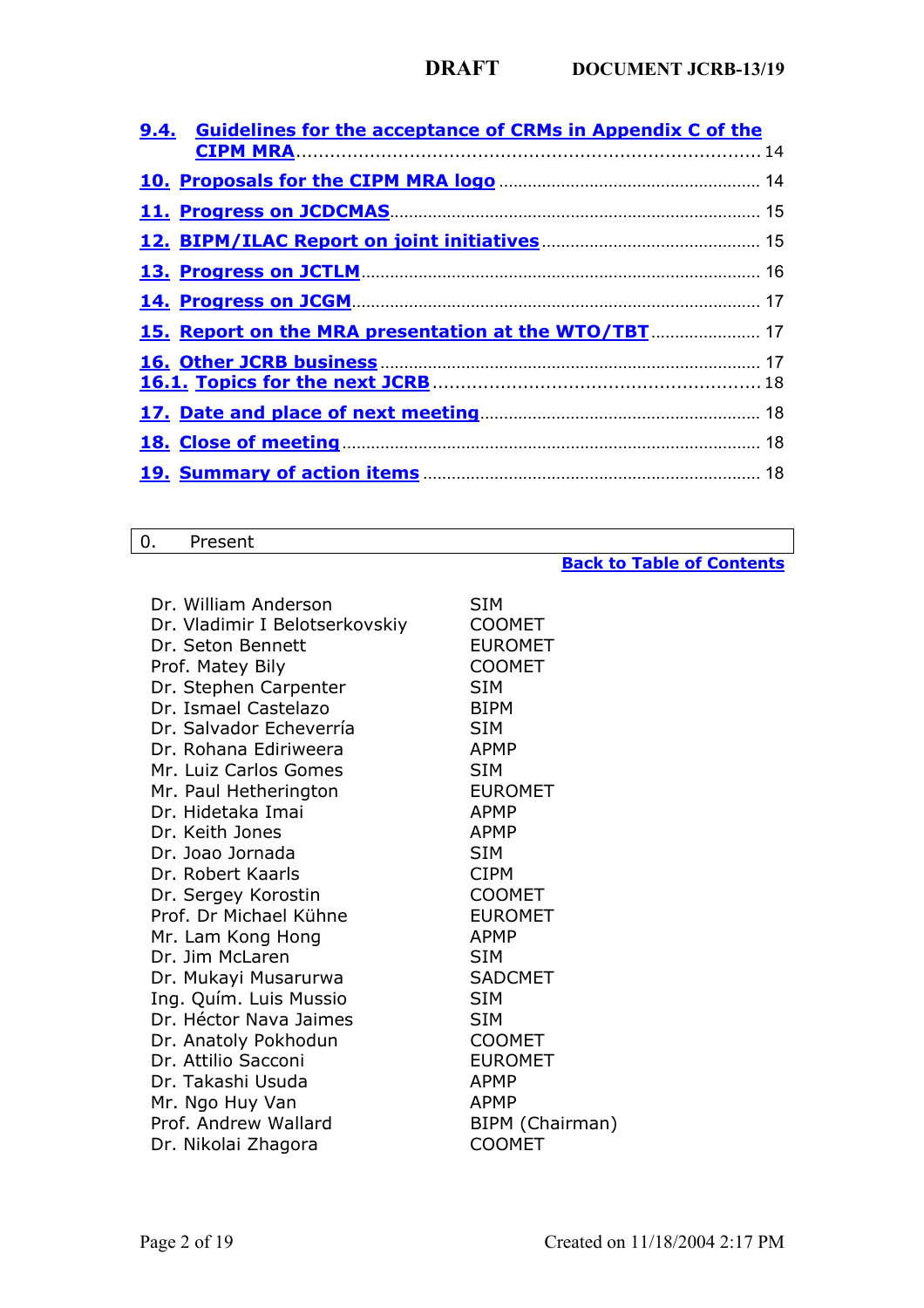- 9.4. Guidelines for the acceptance of CRMs in Appendix C of the CIPM MRA ..... 14
- 10. Proposals for the CIPM MRA logo ..... 14
- 11. Progress on JCDCMAS ..... 15
- 12. BIPM/ILAC Report on joint initiatives ..... 15
- 13. Progress on JCTLM ..... 16
- 14. Progress on JCGM ..... 17
- 15. Report on the MRA presentation at the WTO/TBT ..... 17
- 16. Other JCRB business ..... 17
- 16.1. Topics for the next JCRB ..... 18
- 17. Date and place of next meeting ..... 18
- 18. Close of meeting ..... 18
- 19. Summary of action items ..... 18

## 0. Present

Back to Table of Contents

| | |
|---|---|
| Dr. William Anderson | SIM |
| Dr. Vladimir I Belotserkovskiy | COOMET |
| Dr. Seton Bennett | EUROMET |
| Prof. Matey Bily | COOMET |
| Dr. Stephen Carpenter | SIM |
| Dr. Ismael Castelazo | BIPM |
| Dr. Salvador Echeverría | SIM |
| Dr. Rohana Ediriweera | APMP |
| Mr. Luiz Carlos Gomes | SIM |
| Mr. Paul Hetherington | EUROMET |
| Dr. Hidetaka Imai | APMP |
| Dr. Keith Jones | APMP |
| Dr. Joao Jornada | SIM |
| Dr. Robert Kaarls | CIPM |
| Dr. Sergey Korostin | COOMET |
| Prof. Dr Michael Kühne | EUROMET |
| Mr. Lam Kong Hong | APMP |
| Dr. Jim McLaren | SIM |
| Dr. Mukayi Musarurwa | SADCMET |
| Ing. Quím. Luis Mussio | SIM |
| Dr. Héctor Nava Jaimes | SIM |
| Dr. Anatoly Pokhodun | COOMET |
| Dr. Attilio Sacconi | EUROMET |
| Dr. Takashi Usuda | APMP |
| Mr. Ngo Huy Van | APMP |
| Prof. Andrew Wallard | BIPM (Chairman) |
| Dr. Nikolai Zhagora | COOMET |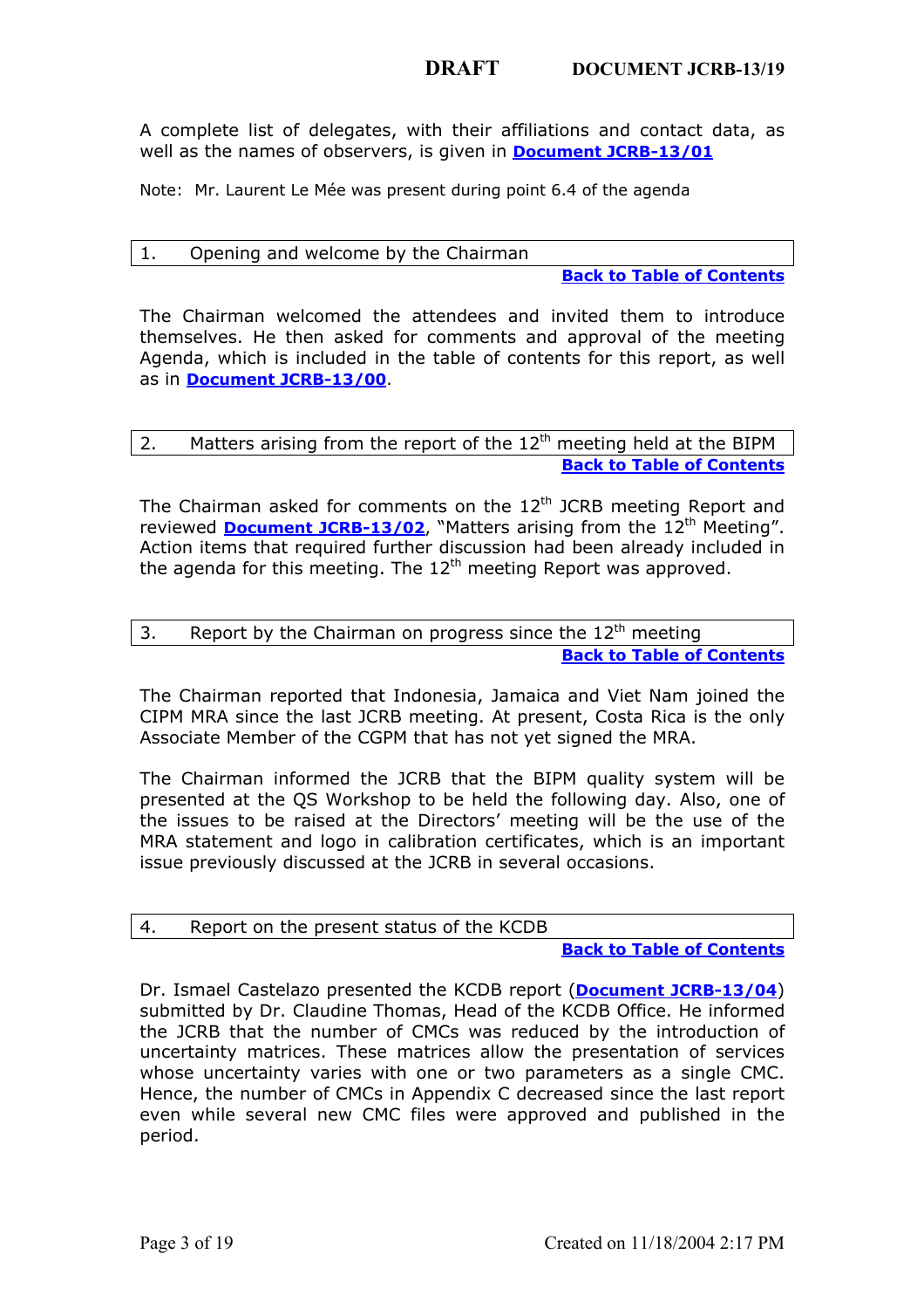A complete list of delegates, with their affiliations and contact data, as well as the names of observers, is given in **Document JCRB-13/01**

Note: Mr. Laurent Le Mée was present during point 6.4 of the agenda

## 1. Opening and welcome by the Chairman

**Back to Table of Contents**

The Chairman welcomed the attendees and invited them to introduce themselves. He then asked for comments and approval of the meeting Agenda, which is included in the table of contents for this report, as well as in **Document JCRB-13/00**.

## 2. Matters arising from the report of the 12th meeting held at the BIPM

**Back to Table of Contents**

The Chairman asked for comments on the 12th JCRB meeting Report and reviewed **Document JCRB-13/02**, "Matters arising from the 12th Meeting". Action items that required further discussion had been already included in the agenda for this meeting. The 12th meeting Report was approved.

## 3. Report by the Chairman on progress since the 12th meeting

**Back to Table of Contents**

The Chairman reported that Indonesia, Jamaica and Viet Nam joined the CIPM MRA since the last JCRB meeting. At present, Costa Rica is the only Associate Member of the CGPM that has not yet signed the MRA.

The Chairman informed the JCRB that the BIPM quality system will be presented at the QS Workshop to be held the following day. Also, one of the issues to be raised at the Directors' meeting will be the use of the MRA statement and logo in calibration certificates, which is an important issue previously discussed at the JCRB in several occasions.

## 4. Report on the present status of the KCDB

**Back to Table of Contents**

Dr. Ismael Castelazo presented the KCDB report (**Document JCRB-13/04**) submitted by Dr. Claudine Thomas, Head of the KCDB Office. He informed the JCRB that the number of CMCs was reduced by the introduction of uncertainty matrices. These matrices allow the presentation of services whose uncertainty varies with one or two parameters as a single CMC. Hence, the number of CMCs in Appendix C decreased since the last report even while several new CMC files were approved and published in the period.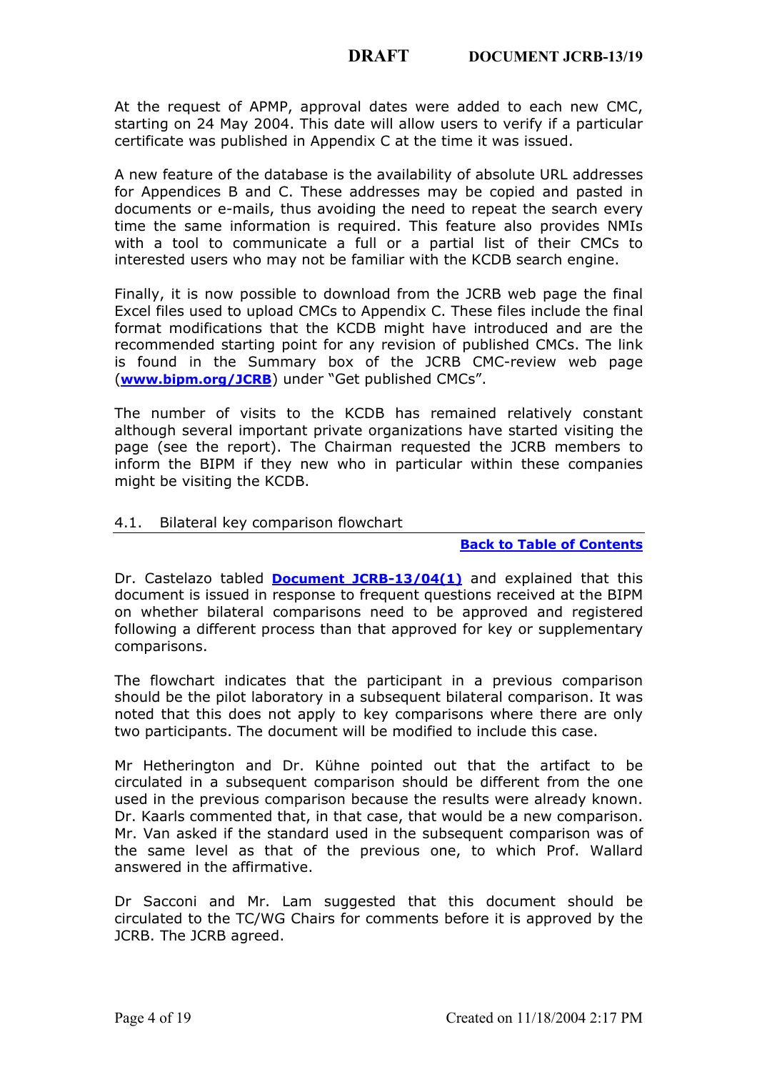At the request of APMP, approval dates were added to each new CMC, starting on 24 May 2004. This date will allow users to verify if a particular certificate was published in Appendix C at the time it was issued.

A new feature of the database is the availability of absolute URL addresses for Appendices B and C. These addresses may be copied and pasted in documents or e-mails, thus avoiding the need to repeat the search every time the same information is required. This feature also provides NMIs with a tool to communicate a full or a partial list of their CMCs to interested users who may not be familiar with the KCDB search engine.

Finally, it is now possible to download from the JCRB web page the final Excel files used to upload CMCs to Appendix C. These files include the final format modifications that the KCDB might have introduced and are the recommended starting point for any revision of published CMCs. The link is found in the Summary box of the JCRB CMC-review web page (**www.bipm.org/JCRB**) under "Get published CMCs".

The number of visits to the KCDB has remained relatively constant although several important private organizations have started visiting the page (see the report). The Chairman requested the JCRB members to inform the BIPM if they new who in particular within these companies might be visiting the KCDB.

## 4.1. Bilateral key comparison flowchart

**Back to Table of Contents**

Dr. Castelazo tabled **Document JCRB-13/04(1)** and explained that this document is issued in response to frequent questions received at the BIPM on whether bilateral comparisons need to be approved and registered following a different process than that approved for key or supplementary comparisons.

The flowchart indicates that the participant in a previous comparison should be the pilot laboratory in a subsequent bilateral comparison. It was noted that this does not apply to key comparisons where there are only two participants. The document will be modified to include this case.

Mr Hetherington and Dr. Kühne pointed out that the artifact to be circulated in a subsequent comparison should be different from the one used in the previous comparison because the results were already known. Dr. Kaarls commented that, in that case, that would be a new comparison. Mr. Van asked if the standard used in the subsequent comparison was of the same level as that of the previous one, to which Prof. Wallard answered in the affirmative.

Dr Sacconi and Mr. Lam suggested that this document should be circulated to the TC/WG Chairs for comments before it is approved by the JCRB. The JCRB agreed.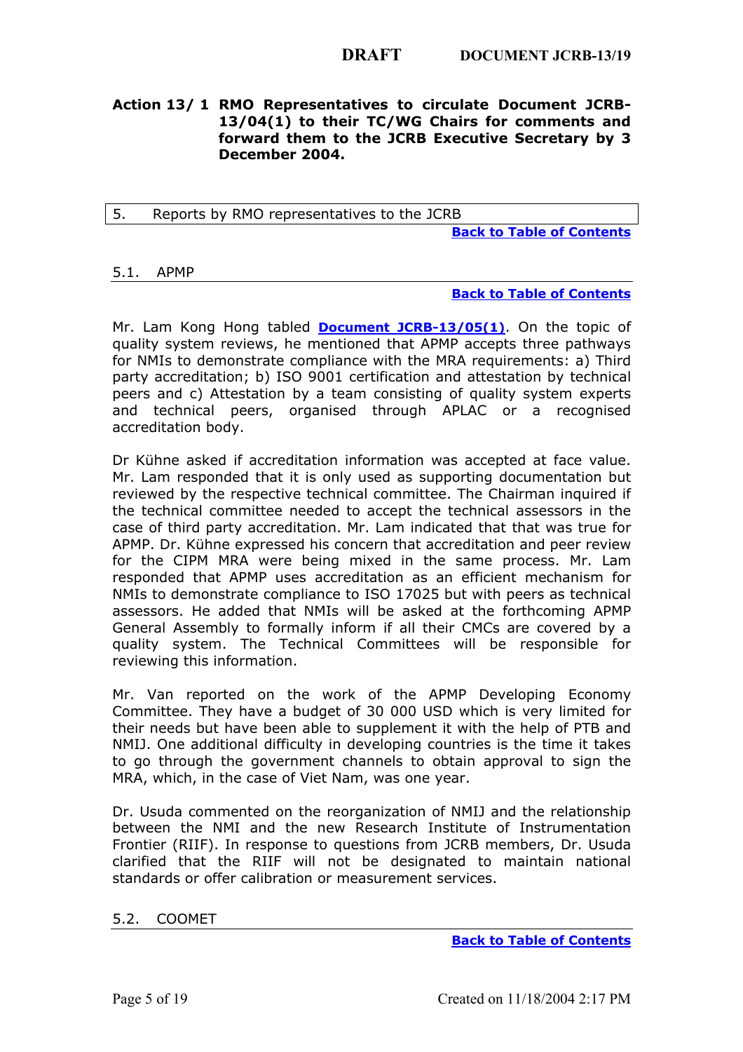**Action 13/ 1 RMO Representatives to circulate Document JCRB-13/04(1) to their TC/WG Chairs for comments and forward them to the JCRB Executive Secretary by 3 December 2004.**

## 5. Reports by RMO representatives to the JCRB

Back to Table of Contents

### 5.1. APMP

Back to Table of Contents

Mr. Lam Kong Hong tabled **Document JCRB-13/05(1)**. On the topic of quality system reviews, he mentioned that APMP accepts three pathways for NMIs to demonstrate compliance with the MRA requirements: a) Third party accreditation; b) ISO 9001 certification and attestation by technical peers and c) Attestation by a team consisting of quality system experts and technical peers, organised through APLAC or a recognised accreditation body.

Dr Kühne asked if accreditation information was accepted at face value. Mr. Lam responded that it is only used as supporting documentation but reviewed by the respective technical committee. The Chairman inquired if the technical committee needed to accept the technical assessors in the case of third party accreditation. Mr. Lam indicated that that was true for APMP. Dr. Kühne expressed his concern that accreditation and peer review for the CIPM MRA were being mixed in the same process. Mr. Lam responded that APMP uses accreditation as an efficient mechanism for NMIs to demonstrate compliance to ISO 17025 but with peers as technical assessors. He added that NMIs will be asked at the forthcoming APMP General Assembly to formally inform if all their CMCs are covered by a quality system. The Technical Committees will be responsible for reviewing this information.

Mr. Van reported on the work of the APMP Developing Economy Committee. They have a budget of 30 000 USD which is very limited for their needs but have been able to supplement it with the help of PTB and NMIJ. One additional difficulty in developing countries is the time it takes to go through the government channels to obtain approval to sign the MRA, which, in the case of Viet Nam, was one year.

Dr. Usuda commented on the reorganization of NMIJ and the relationship between the NMI and the new Research Institute of Instrumentation Frontier (RIIF). In response to questions from JCRB members, Dr. Usuda clarified that the RIIF will not be designated to maintain national standards or offer calibration or measurement services.

### 5.2. COOMET

Back to Table of Contents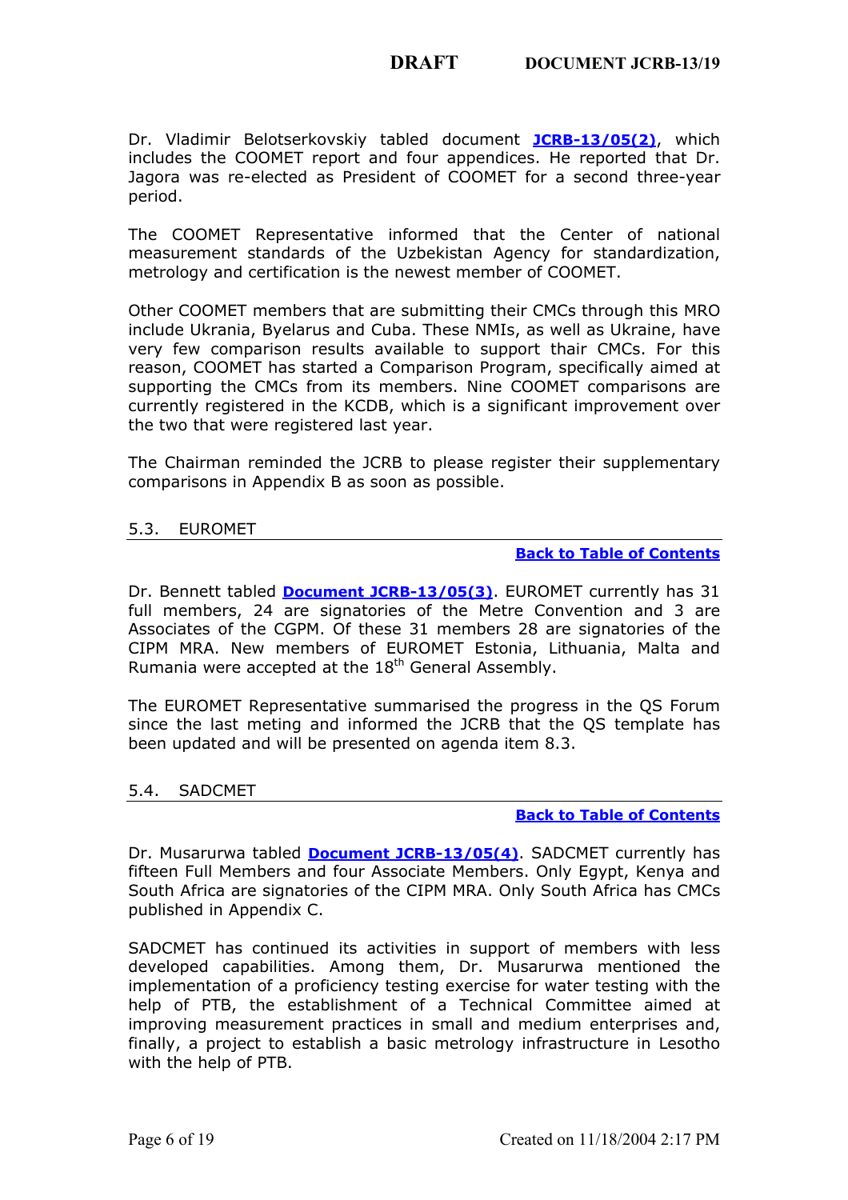Dr. Vladimir Belotserkovskiy tabled document **JCRB-13/05(2)**, which includes the COOMET report and four appendices. He reported that Dr. Jagora was re-elected as President of COOMET for a second three-year period.

The COOMET Representative informed that the Center of national measurement standards of the Uzbekistan Agency for standardization, metrology and certification is the newest member of COOMET.

Other COOMET members that are submitting their CMCs through this MRO include Ukrania, Byelarus and Cuba. These NMIs, as well as Ukraine, have very few comparison results available to support thair CMCs. For this reason, COOMET has started a Comparison Program, specifically aimed at supporting the CMCs from its members. Nine COOMET comparisons are currently registered in the KCDB, which is a significant improvement over the two that were registered last year.

The Chairman reminded the JCRB to please register their supplementary comparisons in Appendix B as soon as possible.

## 5.3. EUROMET

**Back to Table of Contents**

Dr. Bennett tabled **Document JCRB-13/05(3)**. EUROMET currently has 31 full members, 24 are signatories of the Metre Convention and 3 are Associates of the CGPM. Of these 31 members 28 are signatories of the CIPM MRA. New members of EUROMET Estonia, Lithuania, Malta and Rumania were accepted at the 18th General Assembly.

The EUROMET Representative summarised the progress in the QS Forum since the last meting and informed the JCRB that the QS template has been updated and will be presented on agenda item 8.3.

## 5.4. SADCMET

**Back to Table of Contents**

Dr. Musarurwa tabled **Document JCRB-13/05(4)**. SADCMET currently has fifteen Full Members and four Associate Members. Only Egypt, Kenya and South Africa are signatories of the CIPM MRA. Only South Africa has CMCs published in Appendix C.

SADCMET has continued its activities in support of members with less developed capabilities. Among them, Dr. Musarurwa mentioned the implementation of a proficiency testing exercise for water testing with the help of PTB, the establishment of a Technical Committee aimed at improving measurement practices in small and medium enterprises and, finally, a project to establish a basic metrology infrastructure in Lesotho with the help of PTB.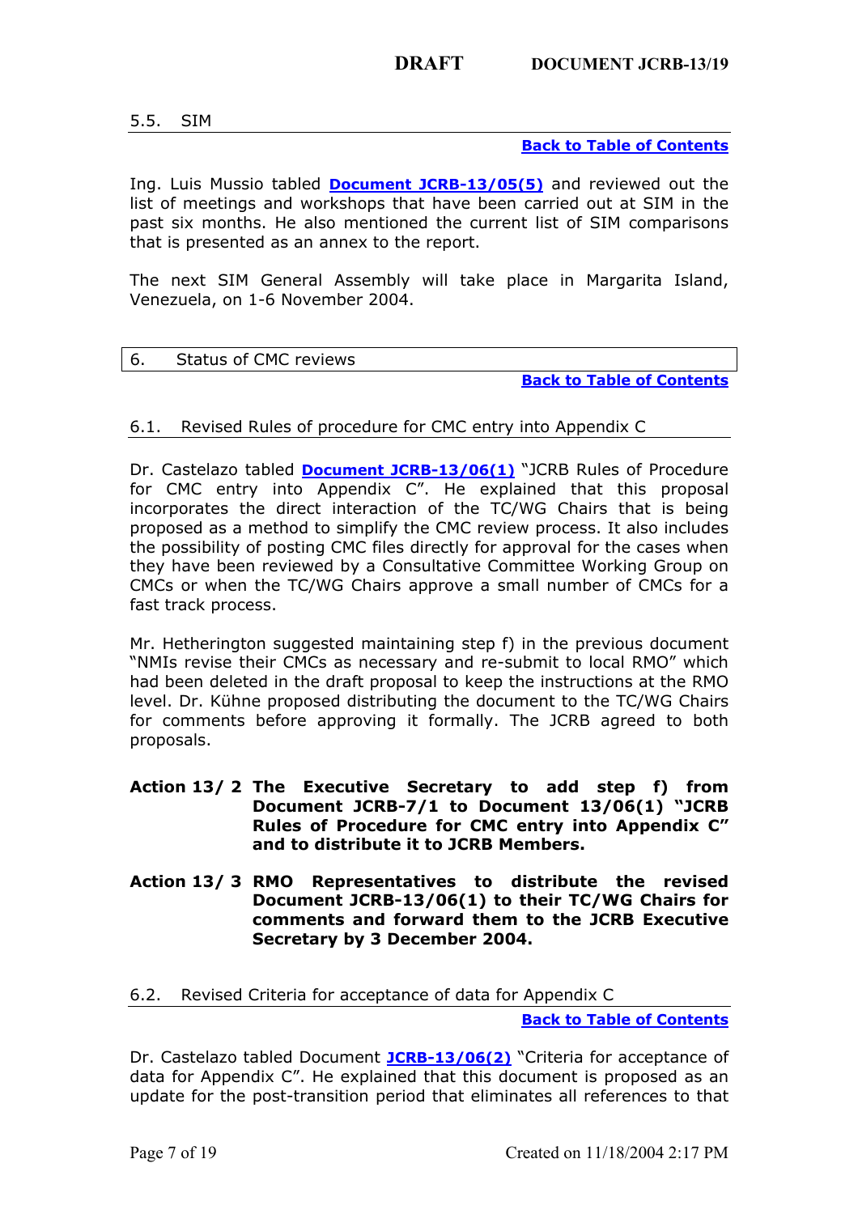### 5.5. SIM

**Back to Table of Contents**

Ing. Luis Mussio tabled **Document JCRB-13/05(5)** and reviewed out the list of meetings and workshops that have been carried out at SIM in the past six months. He also mentioned the current list of SIM comparisons that is presented as an annex to the report.

The next SIM General Assembly will take place in Margarita Island, Venezuela, on 1-6 November 2004.

## 6. Status of CMC reviews

**Back to Table of Contents**

### 6.1. Revised Rules of procedure for CMC entry into Appendix C

Dr. Castelazo tabled **Document JCRB-13/06(1)** "JCRB Rules of Procedure for CMC entry into Appendix C". He explained that this proposal incorporates the direct interaction of the TC/WG Chairs that is being proposed as a method to simplify the CMC review process. It also includes the possibility of posting CMC files directly for approval for the cases when they have been reviewed by a Consultative Committee Working Group on CMCs or when the TC/WG Chairs approve a small number of CMCs for a fast track process.

Mr. Hetherington suggested maintaining step f) in the previous document "NMIs revise their CMCs as necessary and re-submit to local RMO" which had been deleted in the draft proposal to keep the instructions at the RMO level. Dr. Kühne proposed distributing the document to the TC/WG Chairs for comments before approving it formally. The JCRB agreed to both proposals.

**Action 13/ 2 The Executive Secretary to add step f) from Document JCRB-7/1 to Document 13/06(1) "JCRB Rules of Procedure for CMC entry into Appendix C" and to distribute it to JCRB Members.**

**Action 13/ 3 RMO Representatives to distribute the revised Document JCRB-13/06(1) to their TC/WG Chairs for comments and forward them to the JCRB Executive Secretary by 3 December 2004.**

### 6.2. Revised Criteria for acceptance of data for Appendix C

**Back to Table of Contents**

Dr. Castelazo tabled Document **JCRB-13/06(2)** "Criteria for acceptance of data for Appendix C". He explained that this document is proposed as an update for the post-transition period that eliminates all references to that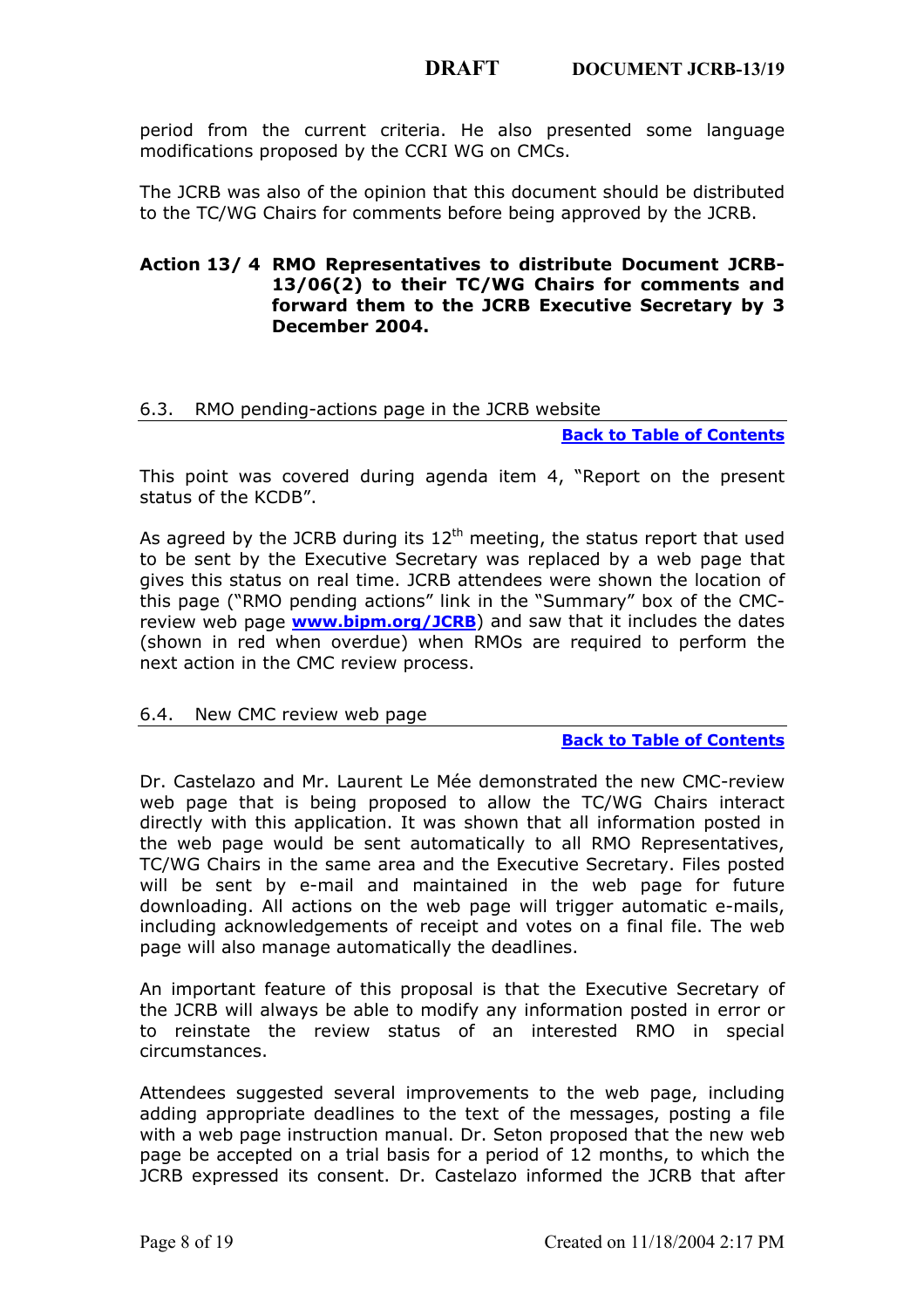period from the current criteria. He also presented some language modifications proposed by the CCRI WG on CMCs.

The JCRB was also of the opinion that this document should be distributed to the TC/WG Chairs for comments before being approved by the JCRB.

**Action 13/ 4 RMO Representatives to distribute Document JCRB-13/06(2) to their TC/WG Chairs for comments and forward them to the JCRB Executive Secretary by 3 December 2004.**

### 6.3. RMO pending-actions page in the JCRB website

**Back to Table of Contents**

This point was covered during agenda item 4, "Report on the present status of the KCDB".

As agreed by the JCRB during its 12th meeting, the status report that used to be sent by the Executive Secretary was replaced by a web page that gives this status on real time. JCRB attendees were shown the location of this page ("RMO pending actions" link in the "Summary" box of the CMC-review web page **www.bipm.org/JCRB**) and saw that it includes the dates (shown in red when overdue) when RMOs are required to perform the next action in the CMC review process.

### 6.4. New CMC review web page

**Back to Table of Contents**

Dr. Castelazo and Mr. Laurent Le Mée demonstrated the new CMC-review web page that is being proposed to allow the TC/WG Chairs interact directly with this application. It was shown that all information posted in the web page would be sent automatically to all RMO Representatives, TC/WG Chairs in the same area and the Executive Secretary. Files posted will be sent by e-mail and maintained in the web page for future downloading. All actions on the web page will trigger automatic e-mails, including acknowledgements of receipt and votes on a final file. The web page will also manage automatically the deadlines.

An important feature of this proposal is that the Executive Secretary of the JCRB will always be able to modify any information posted in error or to reinstate the review status of an interested RMO in special circumstances.

Attendees suggested several improvements to the web page, including adding appropriate deadlines to the text of the messages, posting a file with a web page instruction manual. Dr. Seton proposed that the new web page be accepted on a trial basis for a period of 12 months, to which the JCRB expressed its consent. Dr. Castelazo informed the JCRB that after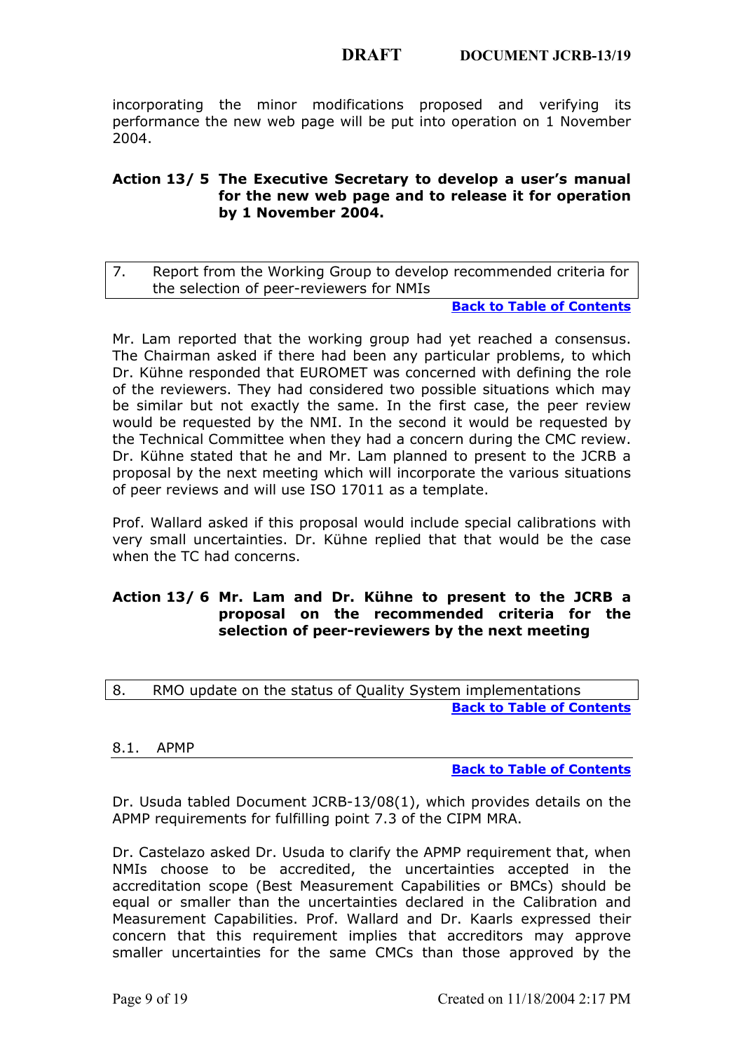incorporating the minor modifications proposed and verifying its performance the new web page will be put into operation on 1 November 2004.

**Action 13/ 5 The Executive Secretary to develop a user's manual for the new web page and to release it for operation by 1 November 2004.**

## 7. Report from the Working Group to develop recommended criteria for the selection of peer-reviewers for NMIs

**Back to Table of Contents**

Mr. Lam reported that the working group had yet reached a consensus. The Chairman asked if there had been any particular problems, to which Dr. Kühne responded that EUROMET was concerned with defining the role of the reviewers. They had considered two possible situations which may be similar but not exactly the same. In the first case, the peer review would be requested by the NMI. In the second it would be requested by the Technical Committee when they had a concern during the CMC review. Dr. Kühne stated that he and Mr. Lam planned to present to the JCRB a proposal by the next meeting which will incorporate the various situations of peer reviews and will use ISO 17011 as a template.

Prof. Wallard asked if this proposal would include special calibrations with very small uncertainties. Dr. Kühne replied that that would be the case when the TC had concerns.

**Action 13/ 6 Mr. Lam and Dr. Kühne to present to the JCRB a proposal on the recommended criteria for the selection of peer-reviewers by the next meeting**

## 8. RMO update on the status of Quality System implementations

**Back to Table of Contents**

### 8.1. APMP

**Back to Table of Contents**

Dr. Usuda tabled Document JCRB-13/08(1), which provides details on the APMP requirements for fulfilling point 7.3 of the CIPM MRA.

Dr. Castelazo asked Dr. Usuda to clarify the APMP requirement that, when NMIs choose to be accredited, the uncertainties accepted in the accreditation scope (Best Measurement Capabilities or BMCs) should be equal or smaller than the uncertainties declared in the Calibration and Measurement Capabilities. Prof. Wallard and Dr. Kaarls expressed their concern that this requirement implies that accreditors may approve smaller uncertainties for the same CMCs than those approved by the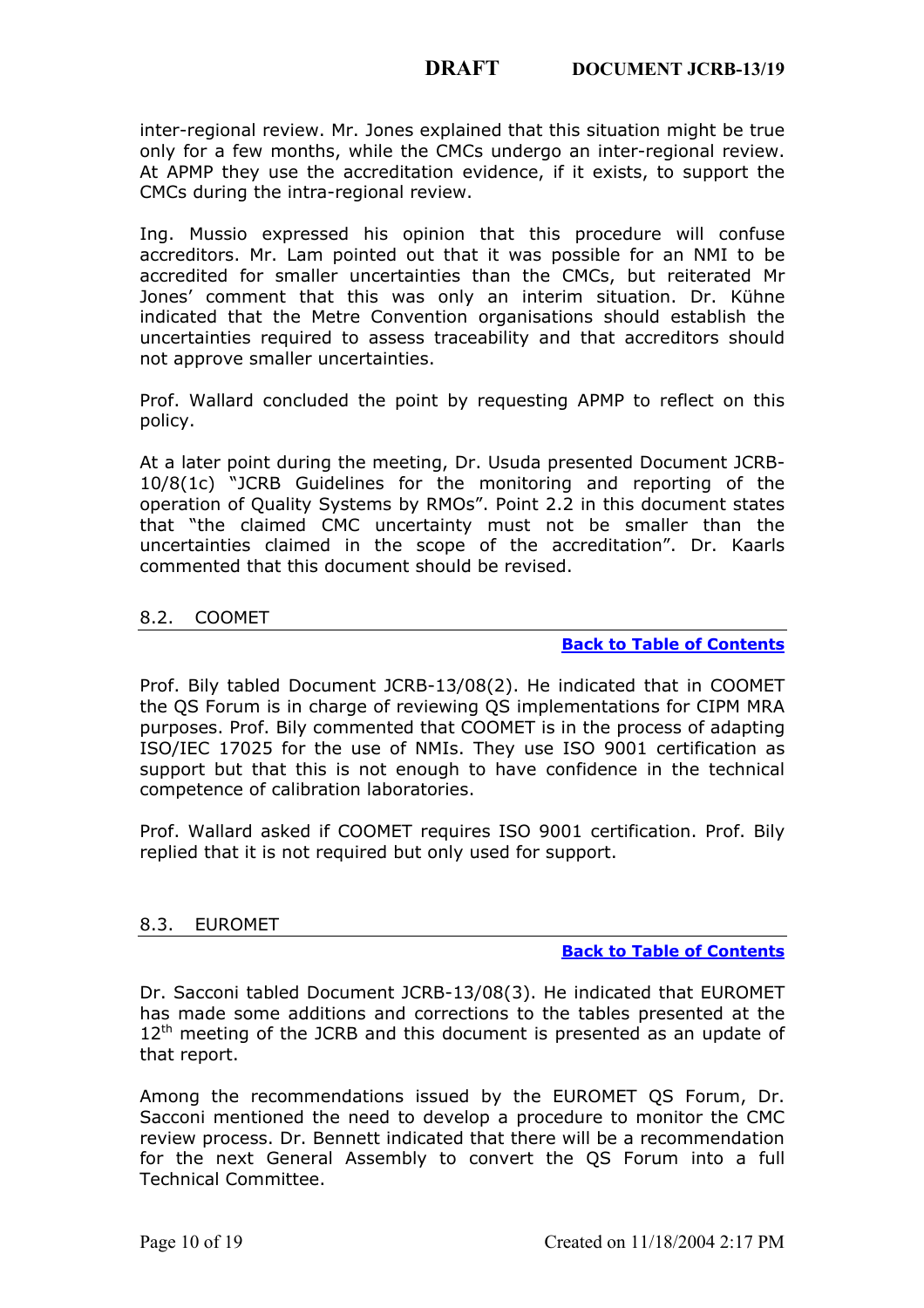inter-regional review. Mr. Jones explained that this situation might be true only for a few months, while the CMCs undergo an inter-regional review. At APMP they use the accreditation evidence, if it exists, to support the CMCs during the intra-regional review.

Ing. Mussio expressed his opinion that this procedure will confuse accreditors. Mr. Lam pointed out that it was possible for an NMI to be accredited for smaller uncertainties than the CMCs, but reiterated Mr Jones' comment that this was only an interim situation. Dr. Kühne indicated that the Metre Convention organisations should establish the uncertainties required to assess traceability and that accreditors should not approve smaller uncertainties.

Prof. Wallard concluded the point by requesting APMP to reflect on this policy.

At a later point during the meeting, Dr. Usuda presented Document JCRB-10/8(1c) "JCRB Guidelines for the monitoring and reporting of the operation of Quality Systems by RMOs". Point 2.2 in this document states that "the claimed CMC uncertainty must not be smaller than the uncertainties claimed in the scope of the accreditation". Dr. Kaarls commented that this document should be revised.

## 8.2. COOMET

**Back to Table of Contents**

Prof. Bily tabled Document JCRB-13/08(2). He indicated that in COOMET the QS Forum is in charge of reviewing QS implementations for CIPM MRA purposes. Prof. Bily commented that COOMET is in the process of adapting ISO/IEC 17025 for the use of NMIs. They use ISO 9001 certification as support but that this is not enough to have confidence in the technical competence of calibration laboratories.

Prof. Wallard asked if COOMET requires ISO 9001 certification. Prof. Bily replied that it is not required but only used for support.

## 8.3. EUROMET

**Back to Table of Contents**

Dr. Sacconi tabled Document JCRB-13/08(3). He indicated that EUROMET has made some additions and corrections to the tables presented at the 12th meeting of the JCRB and this document is presented as an update of that report.

Among the recommendations issued by the EUROMET QS Forum, Dr. Sacconi mentioned the need to develop a procedure to monitor the CMC review process. Dr. Bennett indicated that there will be a recommendation for the next General Assembly to convert the QS Forum into a full Technical Committee.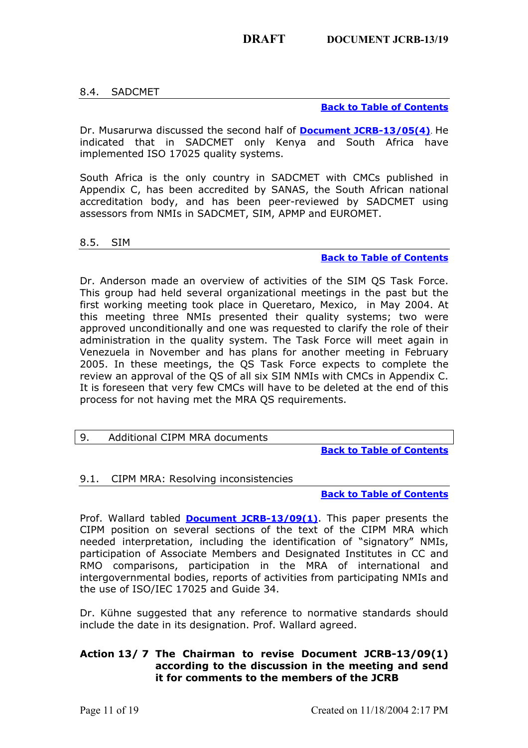### 8.4. SADCMET

**Back to Table of Contents**

Dr. Musarurwa discussed the second half of **Document JCRB-13/05(4)**. He indicated that in SADCMET only Kenya and South Africa have implemented ISO 17025 quality systems.

South Africa is the only country in SADCMET with CMCs published in Appendix C, has been accredited by SANAS, the South African national accreditation body, and has been peer-reviewed by SADCMET using assessors from NMIs in SADCMET, SIM, APMP and EUROMET.

### 8.5. SIM

**Back to Table of Contents**

Dr. Anderson made an overview of activities of the SIM QS Task Force. This group had held several organizational meetings in the past but the first working meeting took place in Queretaro, Mexico, in May 2004. At this meeting three NMIs presented their quality systems; two were approved unconditionally and one was requested to clarify the role of their administration in the quality system. The Task Force will meet again in Venezuela in November and has plans for another meeting in February 2005. In these meetings, the QS Task Force expects to complete the review an approval of the QS of all six SIM NMIs with CMCs in Appendix C. It is foreseen that very few CMCs will have to be deleted at the end of this process for not having met the MRA QS requirements.

## 9. Additional CIPM MRA documents

**Back to Table of Contents**

### 9.1. CIPM MRA: Resolving inconsistencies

**Back to Table of Contents**

Prof. Wallard tabled **Document JCRB-13/09(1)**. This paper presents the CIPM position on several sections of the text of the CIPM MRA which needed interpretation, including the identification of "signatory" NMIs, participation of Associate Members and Designated Institutes in CC and RMO comparisons, participation in the MRA of international and intergovernmental bodies, reports of activities from participating NMIs and the use of ISO/IEC 17025 and Guide 34.

Dr. Kühne suggested that any reference to normative standards should include the date in its designation. Prof. Wallard agreed.

**Action 13/ 7 The Chairman to revise Document JCRB-13/09(1) according to the discussion in the meeting and send it for comments to the members of the JCRB**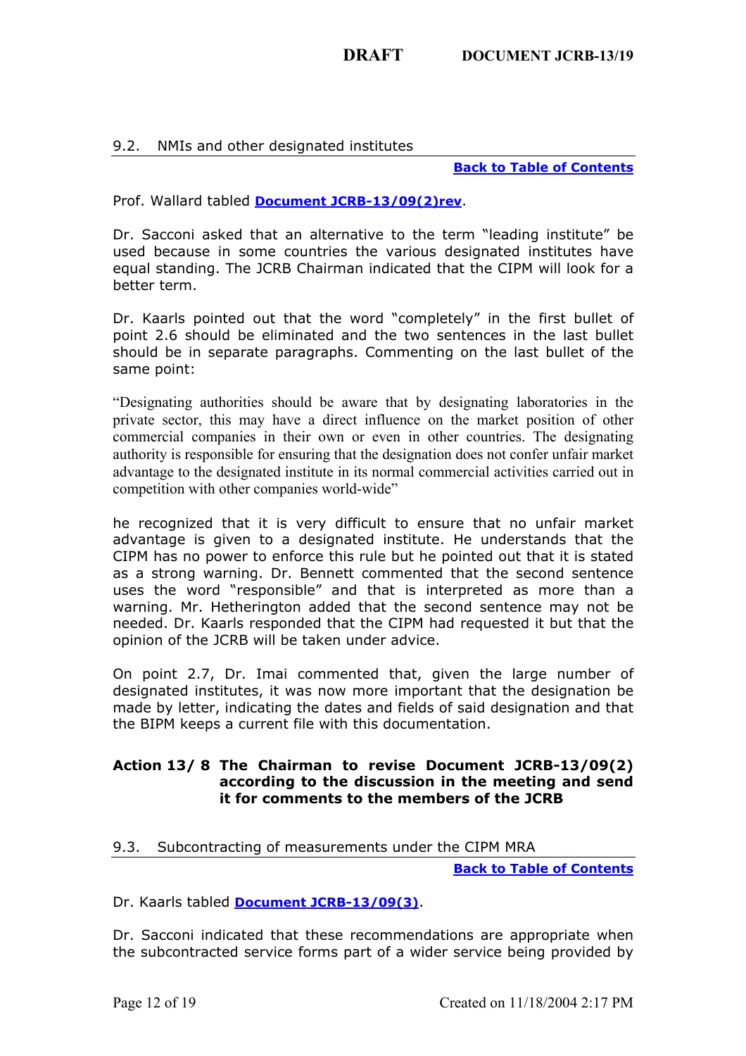## 9.2. NMIs and other designated institutes

**Back to Table of Contents**

Prof. Wallard tabled **Document JCRB-13/09(2)rev**.

Dr. Sacconi asked that an alternative to the term "leading institute" be used because in some countries the various designated institutes have equal standing. The JCRB Chairman indicated that the CIPM will look for a better term.

Dr. Kaarls pointed out that the word "completely" in the first bullet of point 2.6 should be eliminated and the two sentences in the last bullet should be in separate paragraphs. Commenting on the last bullet of the same point:

"Designating authorities should be aware that by designating laboratories in the private sector, this may have a direct influence on the market position of other commercial companies in their own or even in other countries. The designating authority is responsible for ensuring that the designation does not confer unfair market advantage to the designated institute in its normal commercial activities carried out in competition with other companies world-wide"

he recognized that it is very difficult to ensure that no unfair market advantage is given to a designated institute. He understands that the CIPM has no power to enforce this rule but he pointed out that it is stated as a strong warning. Dr. Bennett commented that the second sentence uses the word "responsible" and that is interpreted as more than a warning. Mr. Hetherington added that the second sentence may not be needed. Dr. Kaarls responded that the CIPM had requested it but that the opinion of the JCRB will be taken under advice.

On point 2.7, Dr. Imai commented that, given the large number of designated institutes, it was now more important that the designation be made by letter, indicating the dates and fields of said designation and that the BIPM keeps a current file with this documentation.

**Action 13/ 8 The Chairman to revise Document JCRB-13/09(2) according to the discussion in the meeting and send it for comments to the members of the JCRB**

## 9.3. Subcontracting of measurements under the CIPM MRA

**Back to Table of Contents**

Dr. Kaarls tabled **Document JCRB-13/09(3)**.

Dr. Sacconi indicated that these recommendations are appropriate when the subcontracted service forms part of a wider service being provided by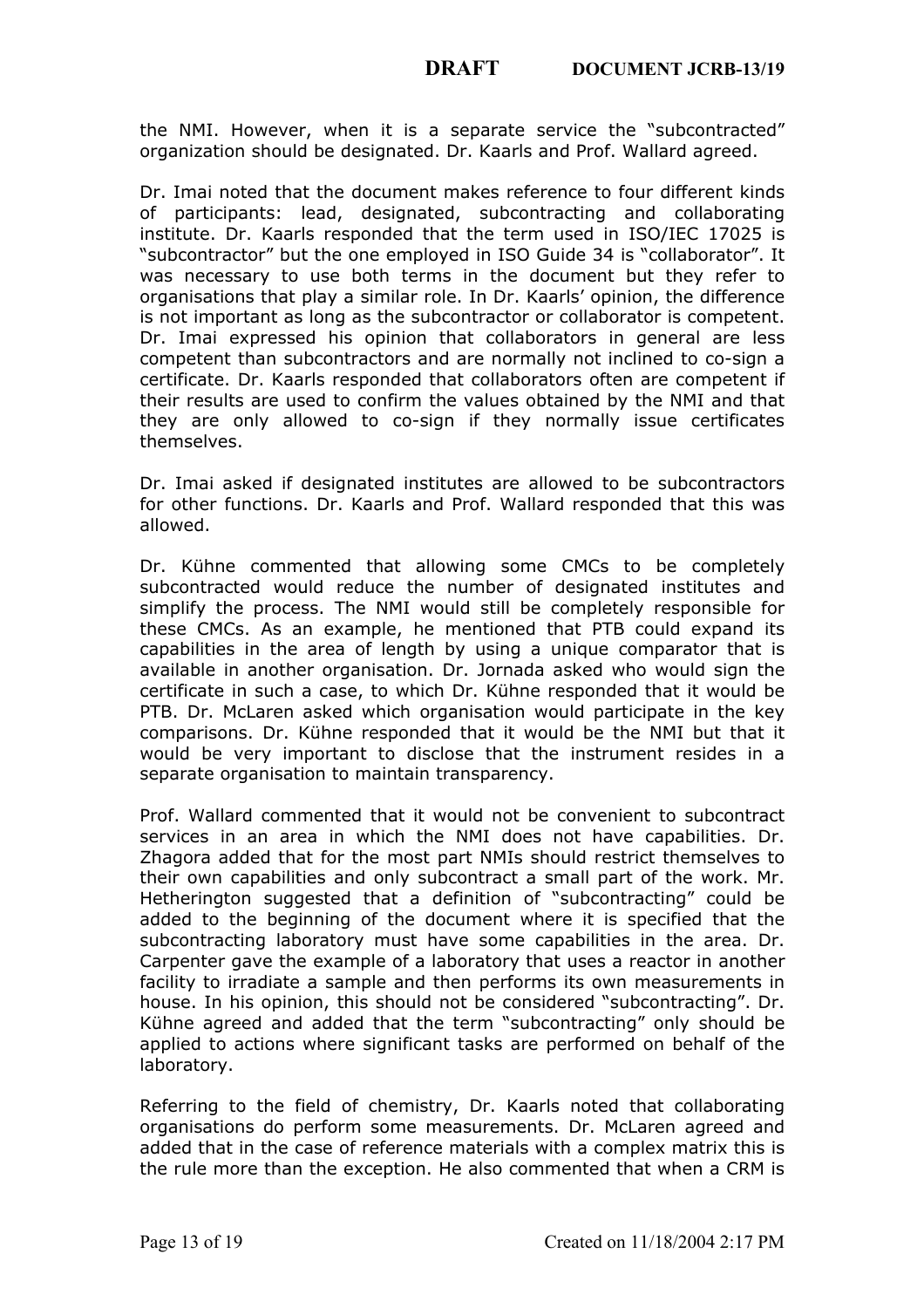the NMI. However, when it is a separate service the "subcontracted" organization should be designated. Dr. Kaarls and Prof. Wallard agreed.

Dr. Imai noted that the document makes reference to four different kinds of participants: lead, designated, subcontracting and collaborating institute. Dr. Kaarls responded that the term used in ISO/IEC 17025 is "subcontractor" but the one employed in ISO Guide 34 is "collaborator". It was necessary to use both terms in the document but they refer to organisations that play a similar role. In Dr. Kaarls' opinion, the difference is not important as long as the subcontractor or collaborator is competent. Dr. Imai expressed his opinion that collaborators in general are less competent than subcontractors and are normally not inclined to co-sign a certificate. Dr. Kaarls responded that collaborators often are competent if their results are used to confirm the values obtained by the NMI and that they are only allowed to co-sign if they normally issue certificates themselves.

Dr. Imai asked if designated institutes are allowed to be subcontractors for other functions. Dr. Kaarls and Prof. Wallard responded that this was allowed.

Dr. Kühne commented that allowing some CMCs to be completely subcontracted would reduce the number of designated institutes and simplify the process. The NMI would still be completely responsible for these CMCs. As an example, he mentioned that PTB could expand its capabilities in the area of length by using a unique comparator that is available in another organisation. Dr. Jornada asked who would sign the certificate in such a case, to which Dr. Kühne responded that it would be PTB. Dr. McLaren asked which organisation would participate in the key comparisons. Dr. Kühne responded that it would be the NMI but that it would be very important to disclose that the instrument resides in a separate organisation to maintain transparency.

Prof. Wallard commented that it would not be convenient to subcontract services in an area in which the NMI does not have capabilities. Dr. Zhagora added that for the most part NMIs should restrict themselves to their own capabilities and only subcontract a small part of the work. Mr. Hetherington suggested that a definition of "subcontracting" could be added to the beginning of the document where it is specified that the subcontracting laboratory must have some capabilities in the area. Dr. Carpenter gave the example of a laboratory that uses a reactor in another facility to irradiate a sample and then performs its own measurements in house. In his opinion, this should not be considered "subcontracting". Dr. Kühne agreed and added that the term "subcontracting" only should be applied to actions where significant tasks are performed on behalf of the laboratory.

Referring to the field of chemistry, Dr. Kaarls noted that collaborating organisations do perform some measurements. Dr. McLaren agreed and added that in the case of reference materials with a complex matrix this is the rule more than the exception. He also commented that when a CRM is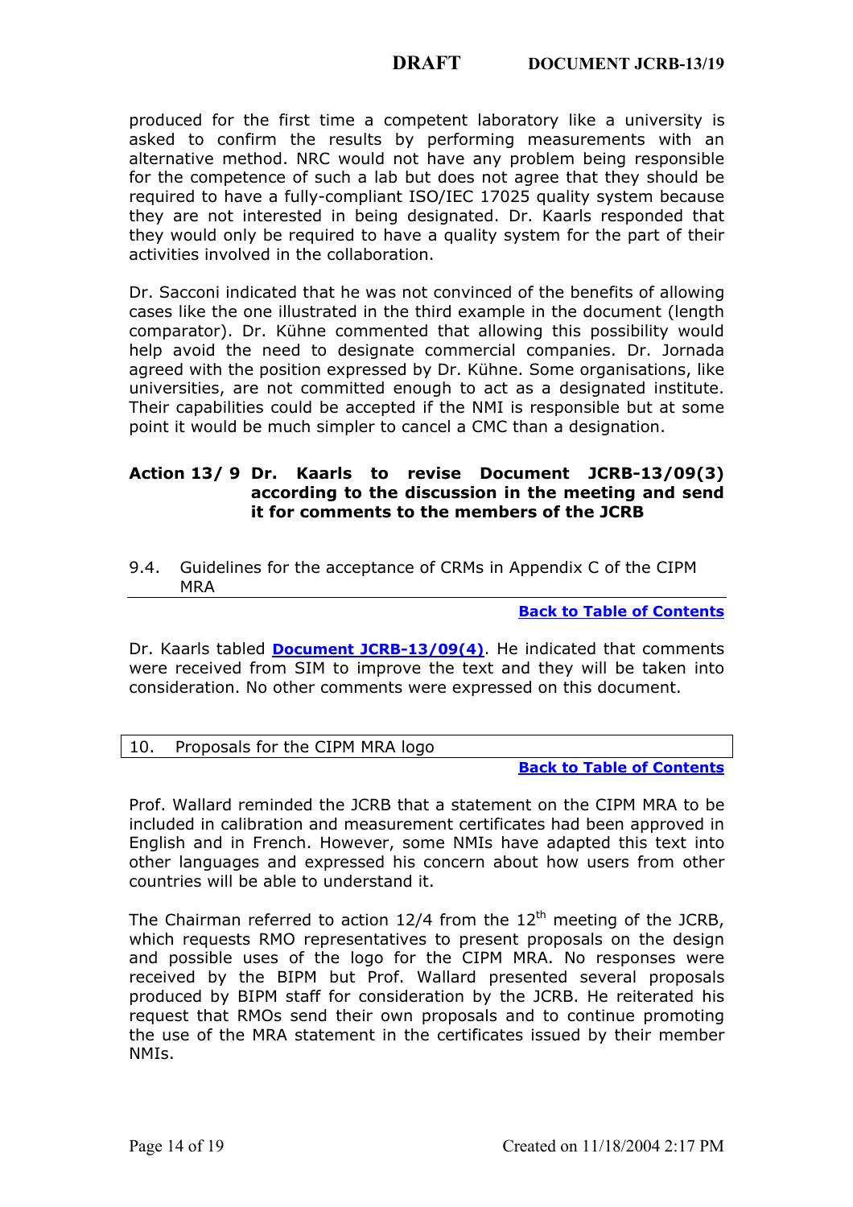produced for the first time a competent laboratory like a university is asked to confirm the results by performing measurements with an alternative method. NRC would not have any problem being responsible for the competence of such a lab but does not agree that they should be required to have a fully-compliant ISO/IEC 17025 quality system because they are not interested in being designated. Dr. Kaarls responded that they would only be required to have a quality system for the part of their activities involved in the collaboration.

Dr. Sacconi indicated that he was not convinced of the benefits of allowing cases like the one illustrated in the third example in the document (length comparator). Dr. Kühne commented that allowing this possibility would help avoid the need to designate commercial companies. Dr. Jornada agreed with the position expressed by Dr. Kühne. Some organisations, like universities, are not committed enough to act as a designated institute. Their capabilities could be accepted if the NMI is responsible but at some point it would be much simpler to cancel a CMC than a designation.

**Action 13/ 9 Dr. Kaarls to revise Document JCRB-13/09(3) according to the discussion in the meeting and send it for comments to the members of the JCRB**

### 9.4. Guidelines for the acceptance of CRMs in Appendix C of the CIPM MRA

**Back to Table of Contents**

Dr. Kaarls tabled **Document JCRB-13/09(4)**. He indicated that comments were received from SIM to improve the text and they will be taken into consideration. No other comments were expressed on this document.

## 10. Proposals for the CIPM MRA logo

**Back to Table of Contents**

Prof. Wallard reminded the JCRB that a statement on the CIPM MRA to be included in calibration and measurement certificates had been approved in English and in French. However, some NMIs have adapted this text into other languages and expressed his concern about how users from other countries will be able to understand it.

The Chairman referred to action 12/4 from the 12th meeting of the JCRB, which requests RMO representatives to present proposals on the design and possible uses of the logo for the CIPM MRA. No responses were received by the BIPM but Prof. Wallard presented several proposals produced by BIPM staff for consideration by the JCRB. He reiterated his request that RMOs send their own proposals and to continue promoting the use of the MRA statement in the certificates issued by their member NMIs.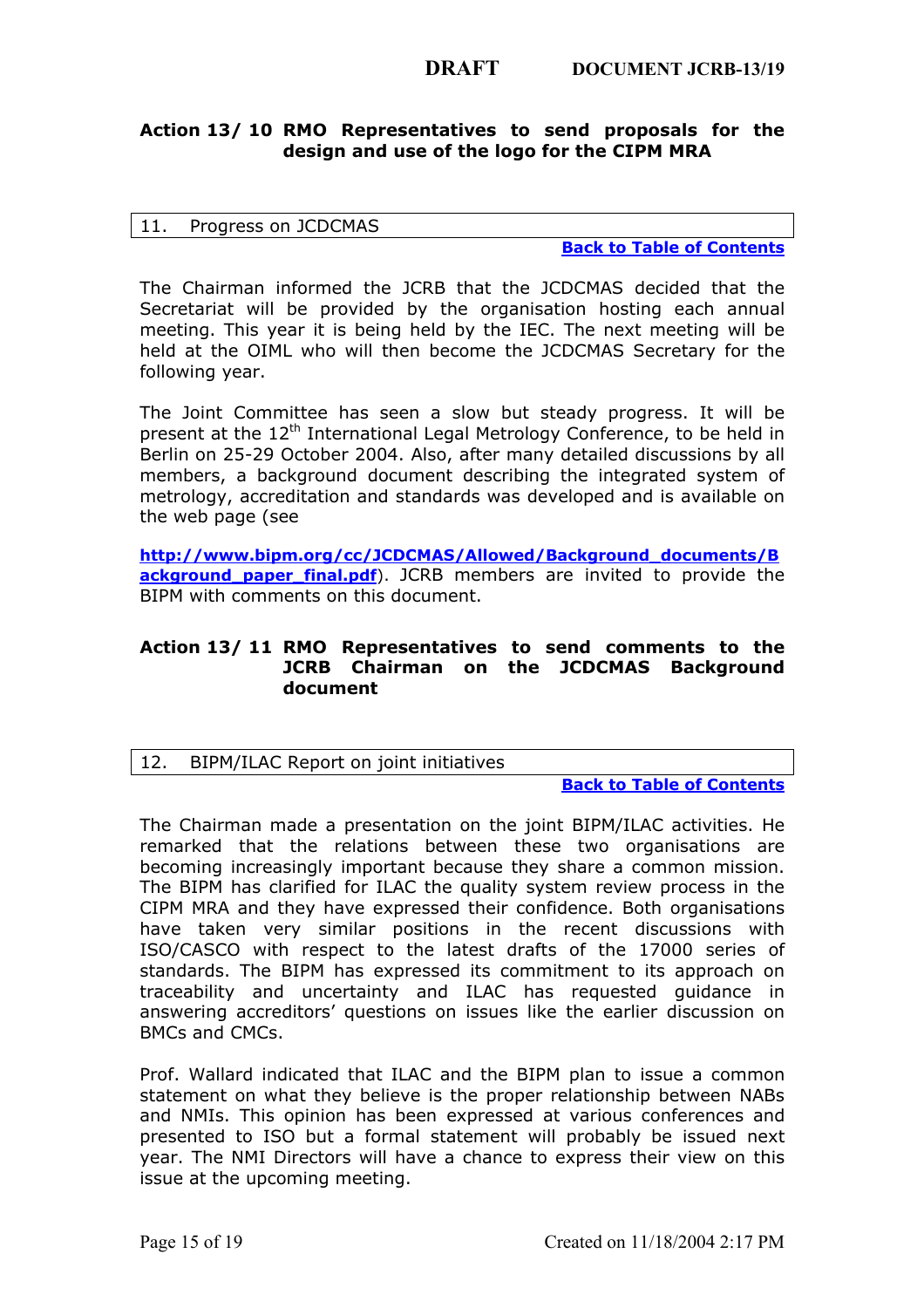**Action 13/ 10 RMO Representatives to send proposals for the design and use of the logo for the CIPM MRA**

## 11. Progress on JCDCMAS

[Back to Table of Contents]

The Chairman informed the JCRB that the JCDCMAS decided that the Secretariat will be provided by the organisation hosting each annual meeting. This year it is being held by the IEC. The next meeting will be held at the OIML who will then become the JCDCMAS Secretary for the following year.

The Joint Committee has seen a slow but steady progress. It will be present at the 12th International Legal Metrology Conference, to be held in Berlin on 25-29 October 2004. Also, after many detailed discussions by all members, a background document describing the integrated system of metrology, accreditation and standards was developed and is available on the web page (see

http://www.bipm.org/cc/JCDCMAS/Allowed/Background_documents/Background_paper_final.pdf). JCRB members are invited to provide the BIPM with comments on this document.

**Action 13/ 11 RMO Representatives to send comments to the JCRB Chairman on the JCDCMAS Background document**

## 12. BIPM/ILAC Report on joint initiatives

[Back to Table of Contents]

The Chairman made a presentation on the joint BIPM/ILAC activities. He remarked that the relations between these two organisations are becoming increasingly important because they share a common mission. The BIPM has clarified for ILAC the quality system review process in the CIPM MRA and they have expressed their confidence. Both organisations have taken very similar positions in the recent discussions with ISO/CASCO with respect to the latest drafts of the 17000 series of standards. The BIPM has expressed its commitment to its approach on traceability and uncertainty and ILAC has requested guidance in answering accreditors' questions on issues like the earlier discussion on BMCs and CMCs.

Prof. Wallard indicated that ILAC and the BIPM plan to issue a common statement on what they believe is the proper relationship between NABs and NMIs. This opinion has been expressed at various conferences and presented to ISO but a formal statement will probably be issued next year. The NMI Directors will have a chance to express their view on this issue at the upcoming meeting.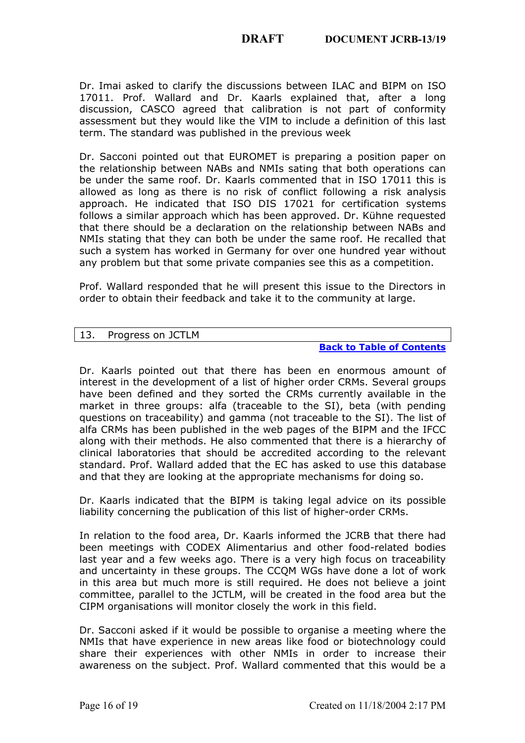Dr. Imai asked to clarify the discussions between ILAC and BIPM on ISO 17011. Prof. Wallard and Dr. Kaarls explained that, after a long discussion, CASCO agreed that calibration is not part of conformity assessment but they would like the VIM to include a definition of this last term. The standard was published in the previous week

Dr. Sacconi pointed out that EUROMET is preparing a position paper on the relationship between NABs and NMIs sating that both operations can be under the same roof. Dr. Kaarls commented that in ISO 17011 this is allowed as long as there is no risk of conflict following a risk analysis approach. He indicated that ISO DIS 17021 for certification systems follows a similar approach which has been approved. Dr. Kühne requested that there should be a declaration on the relationship between NABs and NMIs stating that they can both be under the same roof. He recalled that such a system has worked in Germany for over one hundred year without any problem but that some private companies see this as a competition.

Prof. Wallard responded that he will present this issue to the Directors in order to obtain their feedback and take it to the community at large.

## 13. Progress on JCTLM

**Back to Table of Contents**

Dr. Kaarls pointed out that there has been en enormous amount of interest in the development of a list of higher order CRMs. Several groups have been defined and they sorted the CRMs currently available in the market in three groups: alfa (traceable to the SI), beta (with pending questions on traceability) and gamma (not traceable to the SI). The list of alfa CRMs has been published in the web pages of the BIPM and the IFCC along with their methods. He also commented that there is a hierarchy of clinical laboratories that should be accredited according to the relevant standard. Prof. Wallard added that the EC has asked to use this database and that they are looking at the appropriate mechanisms for doing so.

Dr. Kaarls indicated that the BIPM is taking legal advice on its possible liability concerning the publication of this list of higher-order CRMs.

In relation to the food area, Dr. Kaarls informed the JCRB that there had been meetings with CODEX Alimentarius and other food-related bodies last year and a few weeks ago. There is a very high focus on traceability and uncertainty in these groups. The CCQM WGs have done a lot of work in this area but much more is still required. He does not believe a joint committee, parallel to the JCTLM, will be created in the food area but the CIPM organisations will monitor closely the work in this field.

Dr. Sacconi asked if it would be possible to organise a meeting where the NMIs that have experience in new areas like food or biotechnology could share their experiences with other NMIs in order to increase their awareness on the subject. Prof. Wallard commented that this would be a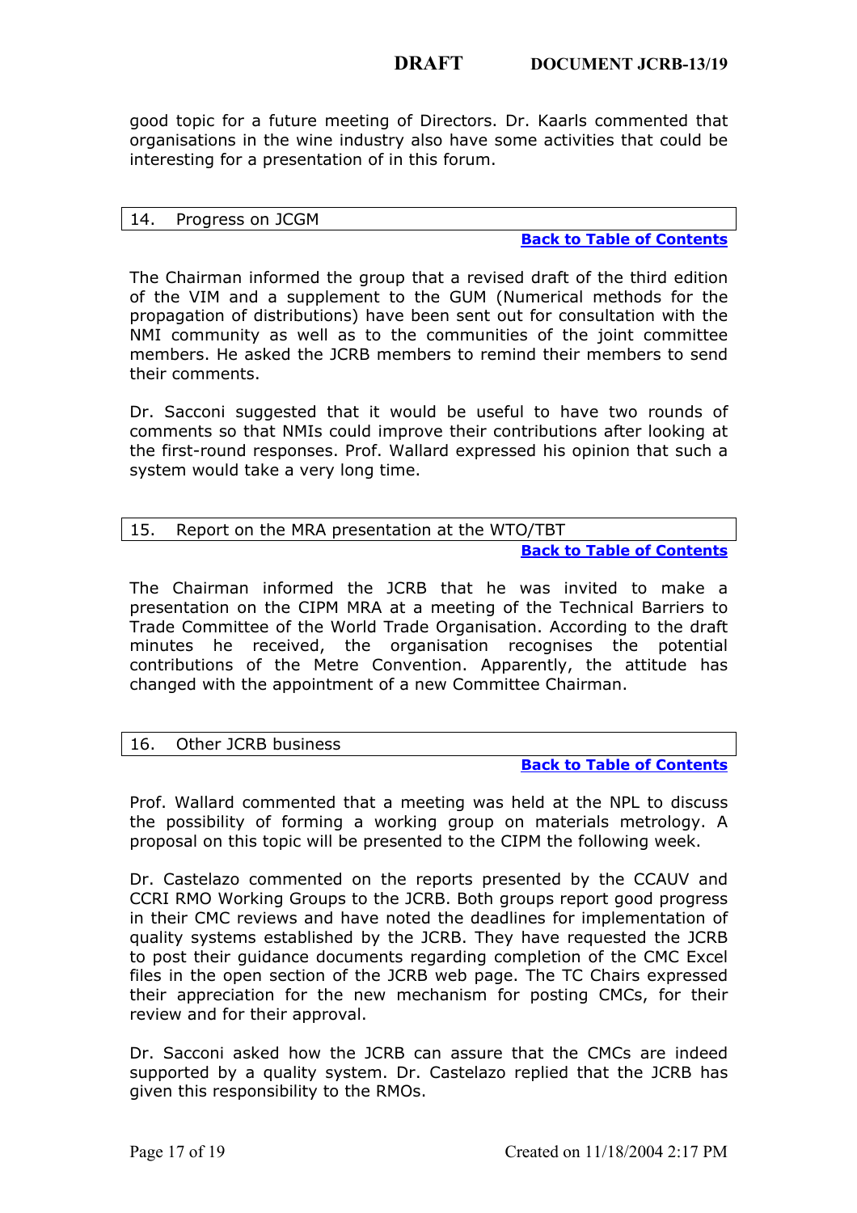good topic for a future meeting of Directors. Dr. Kaarls commented that organisations in the wine industry also have some activities that could be interesting for a presentation of in this forum.

## 14. Progress on JCGM

**Back to Table of Contents**

The Chairman informed the group that a revised draft of the third edition of the VIM and a supplement to the GUM (Numerical methods for the propagation of distributions) have been sent out for consultation with the NMI community as well as to the communities of the joint committee members. He asked the JCRB members to remind their members to send their comments.

Dr. Sacconi suggested that it would be useful to have two rounds of comments so that NMIs could improve their contributions after looking at the first-round responses. Prof. Wallard expressed his opinion that such a system would take a very long time.

## 15. Report on the MRA presentation at the WTO/TBT

**Back to Table of Contents**

The Chairman informed the JCRB that he was invited to make a presentation on the CIPM MRA at a meeting of the Technical Barriers to Trade Committee of the World Trade Organisation. According to the draft minutes he received, the organisation recognises the potential contributions of the Metre Convention. Apparently, the attitude has changed with the appointment of a new Committee Chairman.

## 16. Other JCRB business

**Back to Table of Contents**

Prof. Wallard commented that a meeting was held at the NPL to discuss the possibility of forming a working group on materials metrology. A proposal on this topic will be presented to the CIPM the following week.

Dr. Castelazo commented on the reports presented by the CCAUV and CCRI RMO Working Groups to the JCRB. Both groups report good progress in their CMC reviews and have noted the deadlines for implementation of quality systems established by the JCRB. They have requested the JCRB to post their guidance documents regarding completion of the CMC Excel files in the open section of the JCRB web page. The TC Chairs expressed their appreciation for the new mechanism for posting CMCs, for their review and for their approval.

Dr. Sacconi asked how the JCRB can assure that the CMCs are indeed supported by a quality system. Dr. Castelazo replied that the JCRB has given this responsibility to the RMOs.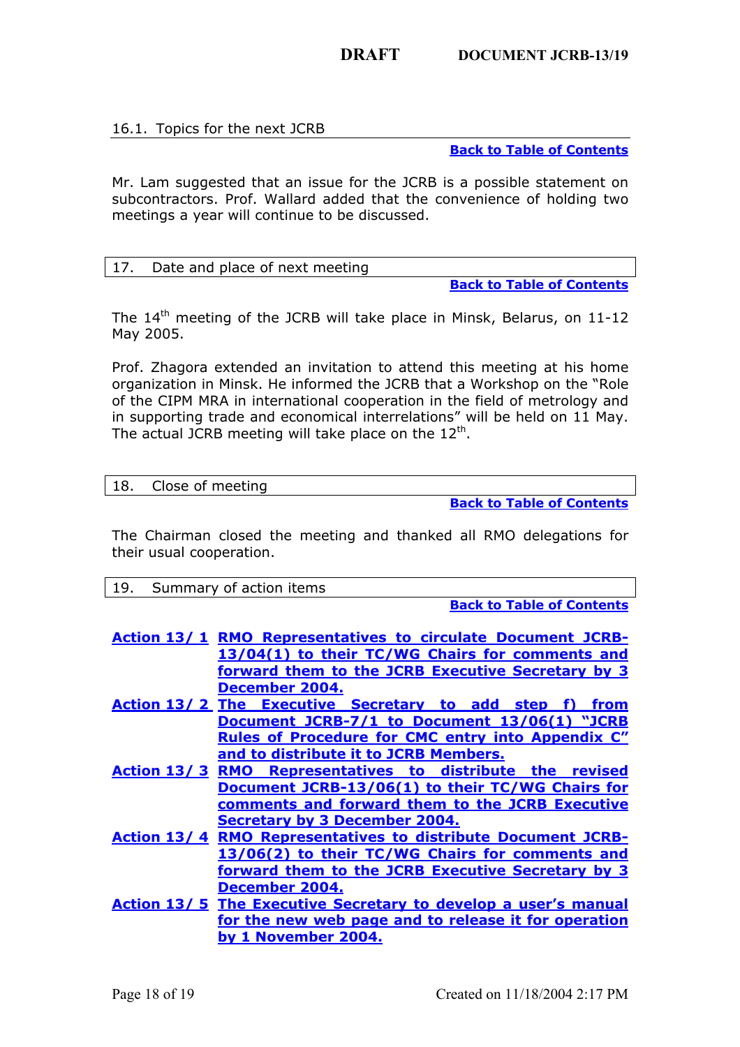### 16.1. Topics for the next JCRB

**Back to Table of Contents**

Mr. Lam suggested that an issue for the JCRB is a possible statement on subcontractors. Prof. Wallard added that the convenience of holding two meetings a year will continue to be discussed.

## 17. Date and place of next meeting

**Back to Table of Contents**

The 14th meeting of the JCRB will take place in Minsk, Belarus, on 11-12 May 2005.

Prof. Zhagora extended an invitation to attend this meeting at his home organization in Minsk. He informed the JCRB that a Workshop on the "Role of the CIPM MRA in international cooperation in the field of metrology and in supporting trade and economical interrelations" will be held on 11 May. The actual JCRB meeting will take place on the 12th.

## 18. Close of meeting

**Back to Table of Contents**

The Chairman closed the meeting and thanked all RMO delegations for their usual cooperation.

## 19. Summary of action items

**Back to Table of Contents**

| | |
|---|---|
| **Action 13/ 1** | **RMO Representatives to circulate Document JCRB-13/04(1) to their TC/WG Chairs for comments and forward them to the JCRB Executive Secretary by 3 December 2004.** |
| **Action 13/ 2** | **The Executive Secretary to add step f) from Document JCRB-7/1 to Document 13/06(1) "JCRB Rules of Procedure for CMC entry into Appendix C" and to distribute it to JCRB Members.** |
| **Action 13/ 3** | **RMO Representatives to distribute the revised Document JCRB-13/06(1) to their TC/WG Chairs for comments and forward them to the JCRB Executive Secretary by 3 December 2004.** |
| **Action 13/ 4** | **RMO Representatives to distribute Document JCRB-13/06(2) to their TC/WG Chairs for comments and forward them to the JCRB Executive Secretary by 3 December 2004.** |
| **Action 13/ 5** | **The Executive Secretary to develop a user's manual for the new web page and to release it for operation by 1 November 2004.** |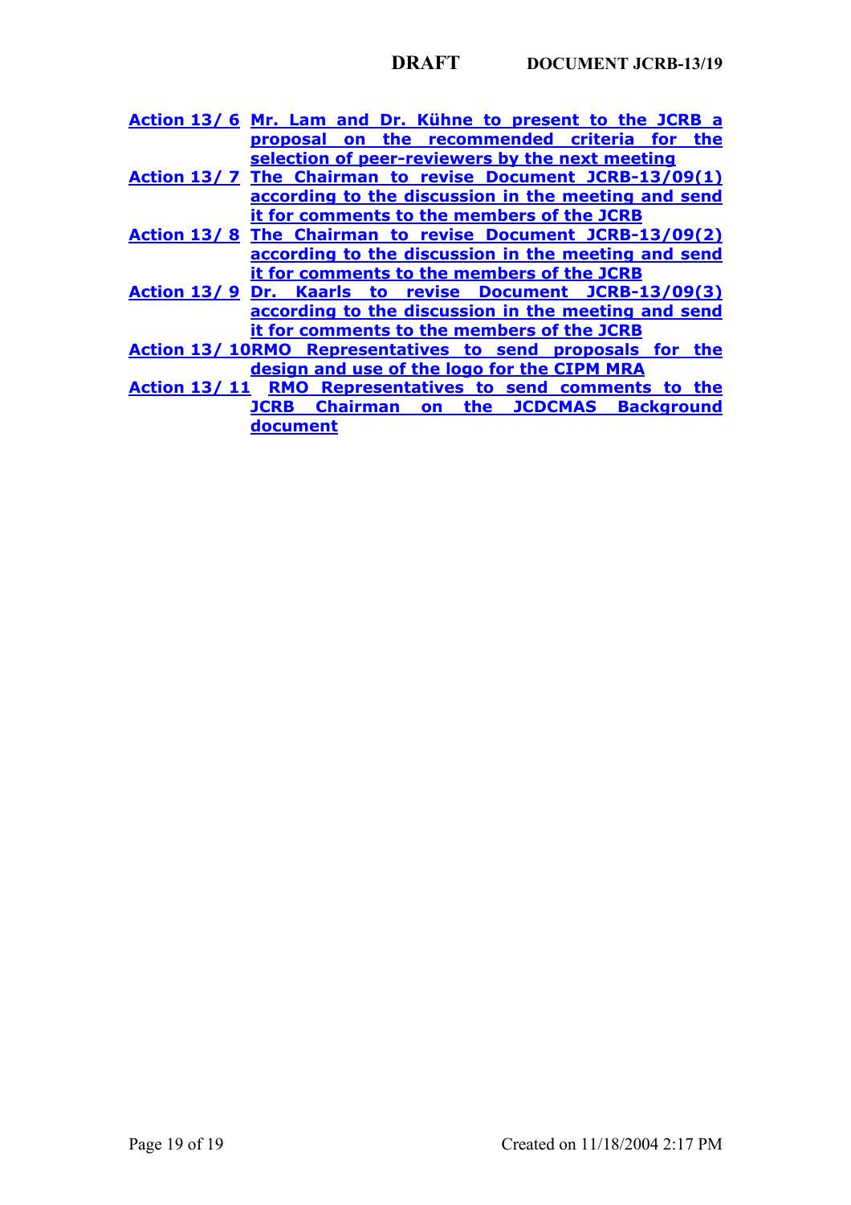**Action 13/ 6** Mr. Lam and Dr. Kühne to present to the JCRB a proposal on the recommended criteria for the selection of peer-reviewers by the next meeting

**Action 13/ 7** The Chairman to revise Document JCRB-13/09(1) according to the discussion in the meeting and send it for comments to the members of the JCRB

**Action 13/ 8** The Chairman to revise Document JCRB-13/09(2) according to the discussion in the meeting and send it for comments to the members of the JCRB

**Action 13/ 9** Dr. Kaarls to revise Document JCRB-13/09(3) according to the discussion in the meeting and send it for comments to the members of the JCRB

**Action 13/ 10** RMO Representatives to send proposals for the design and use of the logo for the CIPM MRA

**Action 13/ 11** RMO Representatives to send comments to the JCRB Chairman on the JCDCMAS Background document